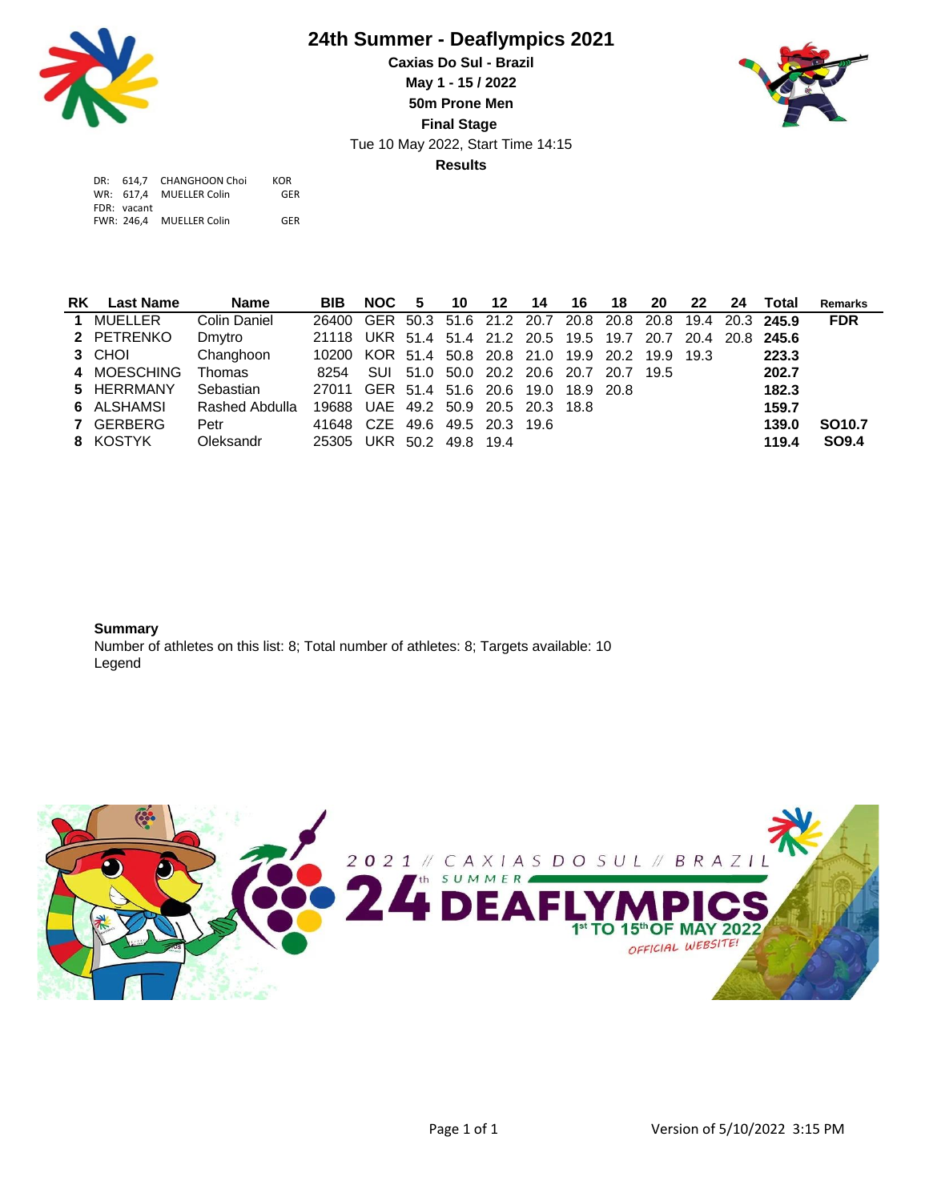# 24th Summer - Deaflympics 2021

**Caxias Do Sul - Brazil**

**May 1 - 15 / 2022**

**50m Prone Men**

**Final Stage**

Tue 10 May 2022, Start Time 14:15

**Results**

DR: 614,7 CHANGHOON Choi KOR
WR: 617,4 MUELLER Colin GER
FDR: vacant
FWR: 246,4 MUELLER Colin GER

| RK | Last Name | Name | BIB | NOC | 5 | 10 | 12 | 14 | 16 | 18 | 20 | 22 | 24 | Total | Remarks |
|---|---|---|---|---|---|---|---|---|---|---|---|---|---|---|---|
| 1 | MUELLER | Colin Daniel | 26400 | GER | 50.3 | 51.6 | 21.2 | 20.7 | 20.8 | 20.8 | 20.8 | 19.4 | 20.3 | **245.9** | **FDR** |
| 2 | PETRENKO | Dmytro | 21118 | UKR | 51.4 | 51.4 | 21.2 | 20.5 | 19.5 | 19.7 | 20.7 | 20.4 | 20.8 | **245.6** | |
| 3 | CHOI | Changhoon | 10200 | KOR | 51.4 | 50.8 | 20.8 | 21.0 | 19.9 | 20.2 | 19.9 | 19.3 | | **223.3** | |
| 4 | MOESCHING | Thomas | 8254 | SUI | 51.0 | 50.0 | 20.2 | 20.6 | 20.7 | 20.7 | 19.5 | | | **202.7** | |
| 5 | HERRMANY | Sebastian | 27011 | GER | 51.4 | 51.6 | 20.6 | 19.0 | 18.9 | 20.8 | | | | **182.3** | |
| 6 | ALSHAMSI | Rashed Abdulla | 19688 | UAE | 49.2 | 50.9 | 20.5 | 20.3 | 18.8 | | | | | **159.7** | |
| 7 | GERBERG | Petr | 41648 | CZE | 49.6 | 49.5 | 20.3 | 19.6 | | | | | | **139.0** | **SO10.7** |
| 8 | KOSTYK | Oleksandr | 25305 | UKR | 50.2 | 49.8 | 19.4 | | | | | | | **119.4** | **SO9.4** |

**Summary**

Number of athletes on this list: 8; Total number of athletes: 8; Targets available: 10

Legend

Version of 5/10/2022 3:15 PM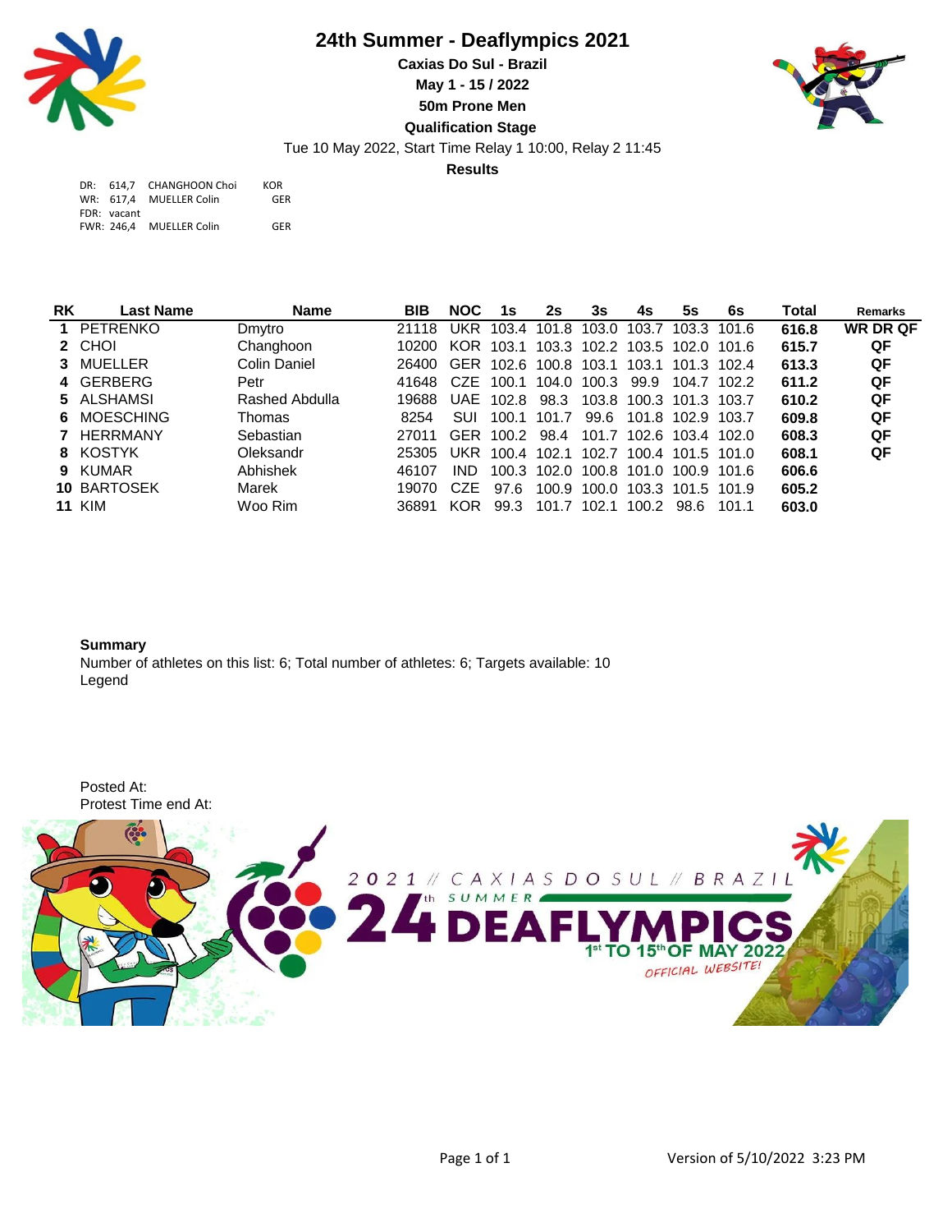# 24th Summer - Deaflympics 2021

**Caxias Do Sul - Brazil**

**May 1 - 15 / 2022**

**50m Prone Men**

**Qualification Stage**

Tue 10 May 2022, Start Time Relay 1 10:00, Relay 2 11:45

**Results**

DR: 614,7 CHANGHOON Choi KOR
WR: 617,4 MUELLER Colin GER
FDR: vacant
FWR: 246,4 MUELLER Colin GER

| RK | Last Name | Name | BIB | NOC | 1s | 2s | 3s | 4s | 5s | 6s | Total | Remarks |
|---|---|---|---|---|---|---|---|---|---|---|---|---|
| **1** | PETRENKO | Dmytro | 21118 | UKR | 103.4 | 101.8 | 103.0 | 103.7 | 103.3 | 101.6 | **616.8** | **WR DR QF** |
| **2** | CHOI | Changhoon | 10200 | KOR | 103.1 | 103.3 | 102.2 | 103.5 | 102.0 | 101.6 | **615.7** | **QF** |
| **3** | MUELLER | Colin Daniel | 26400 | GER | 102.6 | 100.8 | 103.1 | 103.1 | 101.3 | 102.4 | **613.3** | **QF** |
| **4** | GERBERG | Petr | 41648 | CZE | 100.1 | 104.0 | 100.3 | 99.9 | 104.7 | 102.2 | **611.2** | **QF** |
| **5** | ALSHAMSI | Rashed Abdulla | 19688 | UAE | 102.8 | 98.3 | 103.8 | 100.3 | 101.3 | 103.7 | **610.2** | **QF** |
| **6** | MOESCHING | Thomas | 8254 | SUI | 100.1 | 101.7 | 99.6 | 101.8 | 102.9 | 103.7 | **609.8** | **QF** |
| **7** | HERRMANY | Sebastian | 27011 | GER | 100.2 | 98.4 | 101.7 | 102.6 | 103.4 | 102.0 | **608.3** | **QF** |
| **8** | KOSTYK | Oleksandr | 25305 | UKR | 100.4 | 102.1 | 102.7 | 100.4 | 101.5 | 101.0 | **608.1** | **QF** |
| **9** | KUMAR | Abhishek | 46107 | IND | 100.3 | 102.0 | 100.8 | 101.0 | 100.9 | 101.6 | **606.6** | |
| **10** | BARTOSEK | Marek | 19070 | CZE | 97.6 | 100.9 | 100.0 | 103.3 | 101.5 | 101.9 | **605.2** | |
| **11** | KIM | Woo Rim | 36891 | KOR | 99.3 | 101.7 | 102.1 | 100.2 | 98.6 | 101.1 | **603.0** | |

**Summary**

Number of athletes on this list: 6; Total number of athletes: 6; Targets available: 10

Legend

Posted At:

Protest Time end At:

2021 // CAXIAS DO SUL // BRAZIL

24th SUMMER DEAFLYMPICS

1st TO 15th OF MAY 2022

OFFICIAL WEBSITE!

Version of 5/10/2022 3:23 PM